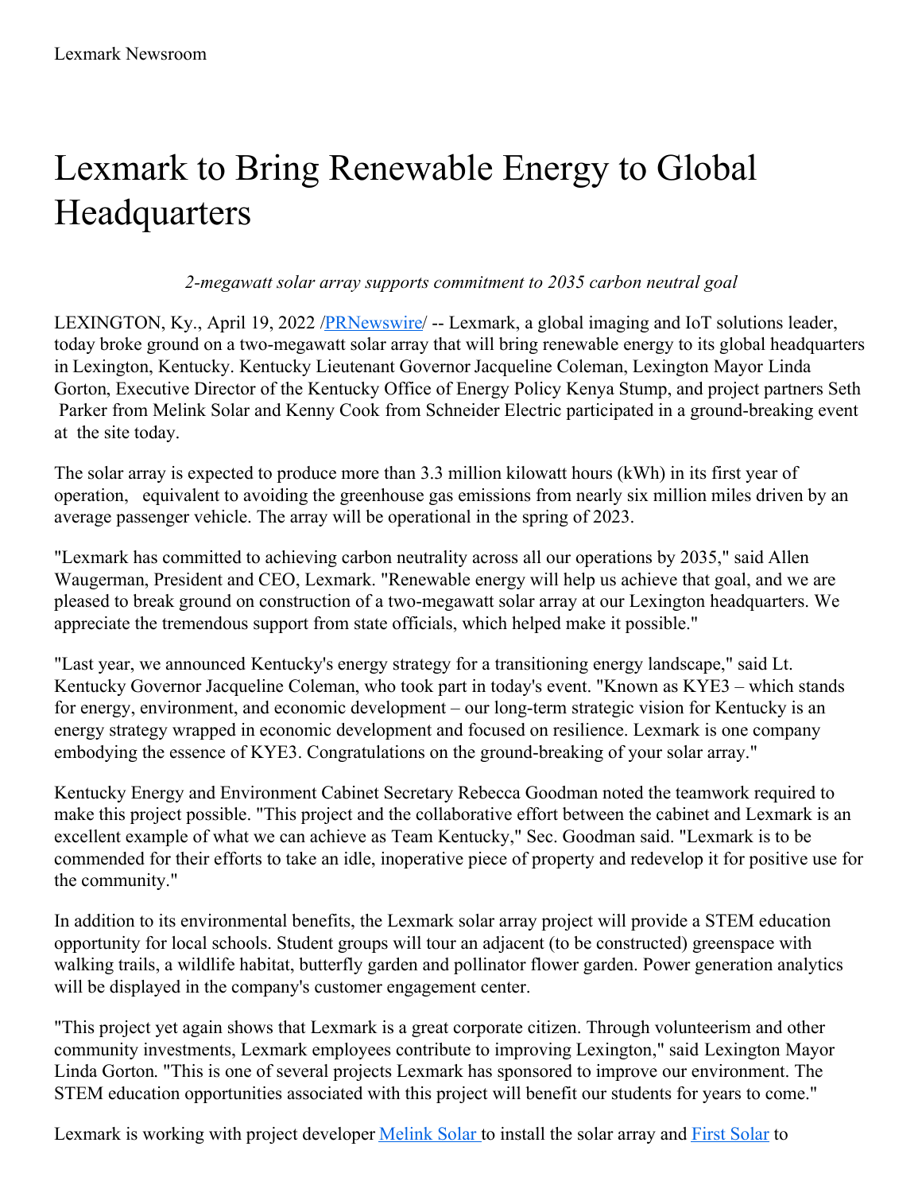Lexmark Newsroom

# Lexmark to Bring Renewable Energy to Global Headquarters

*2-megawatt solar array supports commitment to 2035 carbon neutral goal*

LEXINGTON, Ky., April 19, 2022 /[PRNewswire](#)/ -- Lexmark, a global imaging and IoT solutions leader, today broke ground on a two-megawatt solar array that will bring renewable energy to its global headquarters in Lexington, Kentucky. Kentucky Lieutenant Governor Jacqueline Coleman, Lexington Mayor Linda Gorton, Executive Director of the Kentucky Office of Energy Policy Kenya Stump, and project partners Seth Parker from Melink Solar and Kenny Cook from Schneider Electric participated in a ground-breaking event at the site today.

The solar array is expected to produce more than 3.3 million kilowatt hours (kWh) in its first year of operation, equivalent to avoiding the greenhouse gas emissions from nearly six million miles driven by an average passenger vehicle. The array will be operational in the spring of 2023.

"Lexmark has committed to achieving carbon neutrality across all our operations by 2035," said Allen Waugerman, President and CEO, Lexmark. "Renewable energy will help us achieve that goal, and we are pleased to break ground on construction of a two-megawatt solar array at our Lexington headquarters. We appreciate the tremendous support from state officials, which helped make it possible."

"Last year, we announced Kentucky's energy strategy for a transitioning energy landscape," said Lt. Kentucky Governor Jacqueline Coleman, who took part in today's event. "Known as KYE3 – which stands for energy, environment, and economic development – our long-term strategic vision for Kentucky is an energy strategy wrapped in economic development and focused on resilience. Lexmark is one company embodying the essence of KYE3. Congratulations on the ground-breaking of your solar array."

Kentucky Energy and Environment Cabinet Secretary Rebecca Goodman noted the teamwork required to make this project possible. "This project and the collaborative effort between the cabinet and Lexmark is an excellent example of what we can achieve as Team Kentucky," Sec. Goodman said. "Lexmark is to be commended for their efforts to take an idle, inoperative piece of property and redevelop it for positive use for the community."

In addition to its environmental benefits, the Lexmark solar array project will provide a STEM education opportunity for local schools. Student groups will tour an adjacent (to be constructed) greenspace with walking trails, a wildlife habitat, butterfly garden and pollinator flower garden. Power generation analytics will be displayed in the company's customer engagement center.

"This project yet again shows that Lexmark is a great corporate citizen. Through volunteerism and other community investments, Lexmark employees contribute to improving Lexington," said Lexington Mayor Linda Gorton. "This is one of several projects Lexmark has sponsored to improve our environment. The STEM education opportunities associated with this project will benefit our students for years to come."

Lexmark is working with project developer [Melink Solar](#) to install the solar array and [First Solar](#) to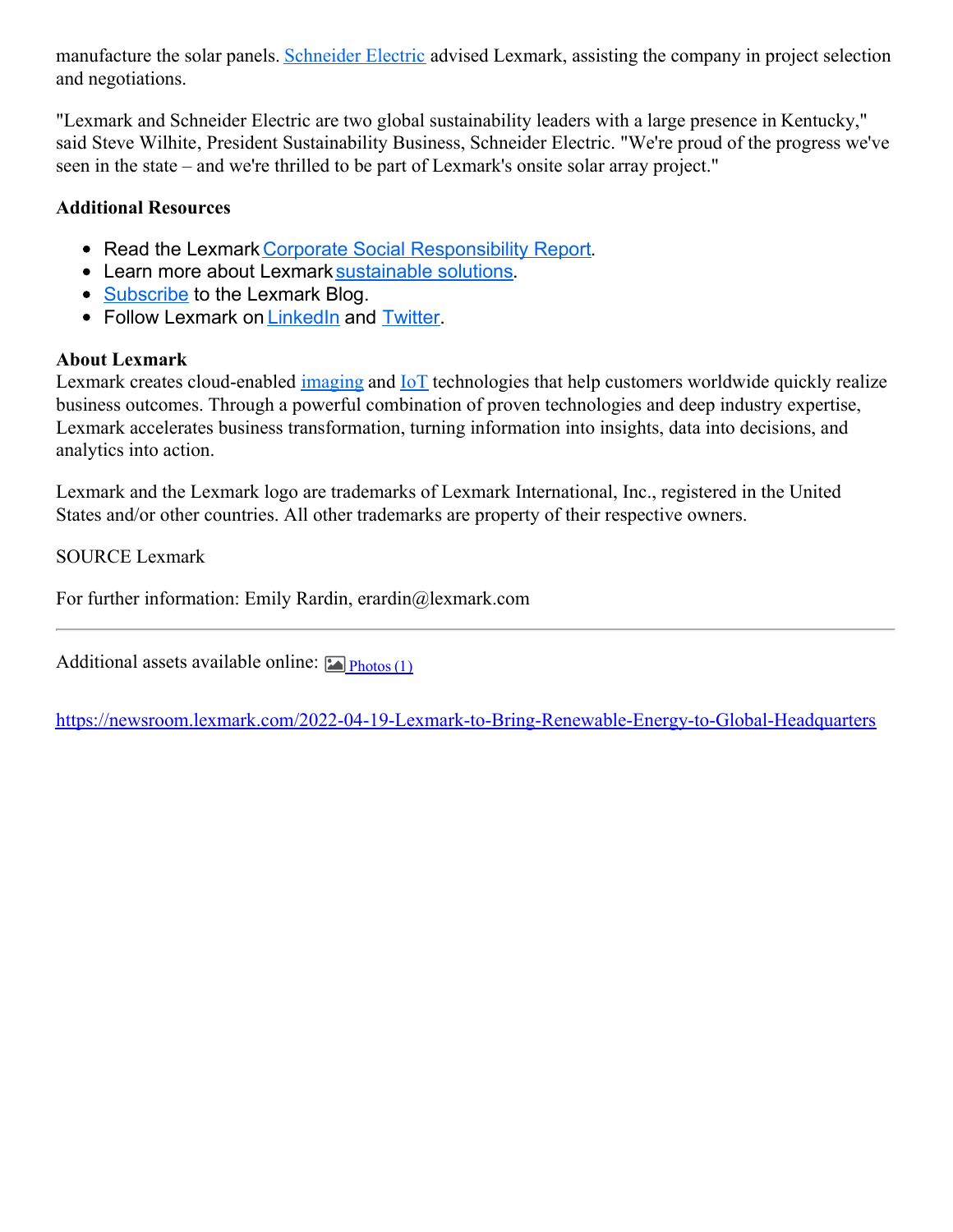manufacture the solar panels. Schneider Electric advised Lexmark, assisting the company in project selection and negotiations.

"Lexmark and Schneider Electric are two global sustainability leaders with a large presence in Kentucky," said Steve Wilhite, President Sustainability Business, Schneider Electric. "We're proud of the progress we've seen in the state – and we're thrilled to be part of Lexmark's onsite solar array project."

**Additional Resources**

- Read the Lexmark Corporate Social Responsibility Report.
- Learn more about Lexmark sustainable solutions.
- Subscribe to the Lexmark Blog.
- Follow Lexmark on LinkedIn and Twitter.

**About Lexmark**
Lexmark creates cloud-enabled imaging and IoT technologies that help customers worldwide quickly realize business outcomes. Through a powerful combination of proven technologies and deep industry expertise, Lexmark accelerates business transformation, turning information into insights, data into decisions, and analytics into action.

Lexmark and the Lexmark logo are trademarks of Lexmark International, Inc., registered in the United States and/or other countries. All other trademarks are property of their respective owners.

SOURCE Lexmark

For further information: Emily Rardin, erardin@lexmark.com

---

Additional assets available online: Photos (1)

https://newsroom.lexmark.com/2022-04-19-Lexmark-to-Bring-Renewable-Energy-to-Global-Headquarters